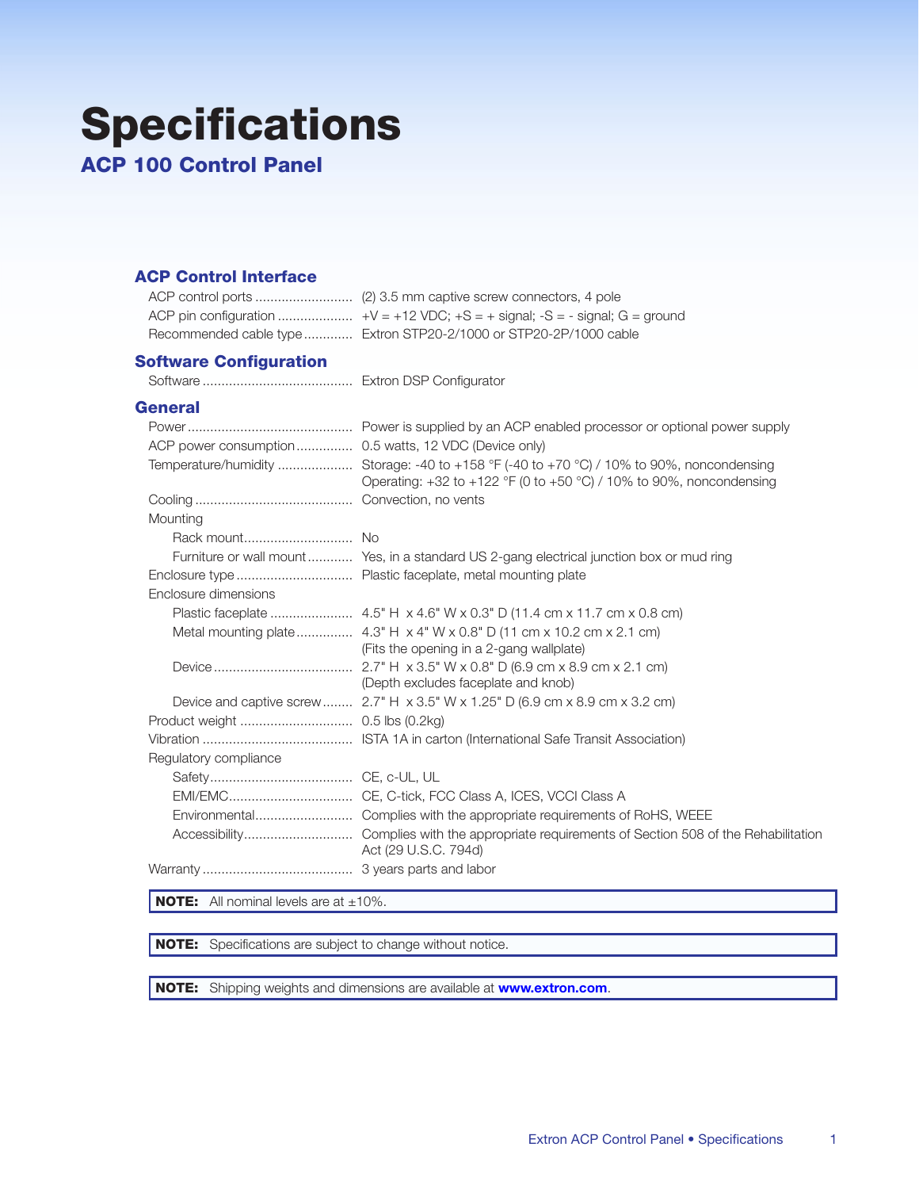# Specifications

## ACP 100 Control Panel

### ACP Control Interface

| | |
|---|---|
| ACP control ports | (2) 3.5 mm captive screw connectors, 4 pole |
| ACP pin configuration | +V = +12 VDC; +S = + signal; -S = - signal; G = ground |
| Recommended cable type | Extron STP20-2/1000 or STP20-2P/1000 cable |

### Software Configuration

| | |
|---|---|
| Software | Extron DSP Configurator |

### General

| | |
|---|---|
| Power | Power is supplied by an ACP enabled processor or optional power supply |
| ACP power consumption | 0.5 watts, 12 VDC (Device only) |
| Temperature/humidity | Storage: -40 to +158 °F (-40 to +70 °C) / 10% to 90%, noncondensing<br>Operating: +32 to +122 °F (0 to +50 °C) / 10% to 90%, noncondensing |
| Cooling | Convection, no vents |
| Mounting | |
| Rack mount | No |
| Furniture or wall mount | Yes, in a standard US 2-gang electrical junction box or mud ring |
| Enclosure type | Plastic faceplate, metal mounting plate |
| Enclosure dimensions | |
| Plastic faceplate | 4.5" H x 4.6" W x 0.3" D (11.4 cm x 11.7 cm x 0.8 cm) |
| Metal mounting plate | 4.3" H x 4" W x 0.8" D (11 cm x 10.2 cm x 2.1 cm)<br>(Fits the opening in a 2-gang wallplate) |
| Device | 2.7" H x 3.5" W x 0.8" D (6.9 cm x 8.9 cm x 2.1 cm)<br>(Depth excludes faceplate and knob) |
| Device and captive screw | 2.7" H x 3.5" W x 1.25" D (6.9 cm x 8.9 cm x 3.2 cm) |
| Product weight | 0.5 lbs (0.2kg) |
| Vibration | ISTA 1A in carton (International Safe Transit Association) |
| Regulatory compliance | |
| Safety | CE, c-UL, UL |
| EMI/EMC | CE, C-tick, FCC Class A, ICES, VCCI Class A |
| Environmental | Complies with the appropriate requirements of RoHS, WEEE |
| Accessibility | Complies with the appropriate requirements of Section 508 of the Rehabilitation Act (29 U.S.C. 794d) |
| Warranty | 3 years parts and labor |

**NOTE:** All nominal levels are at ±10%.

**NOTE:** Specifications are subject to change without notice.

**NOTE:** Shipping weights and dimensions are available at **www.extron.com**.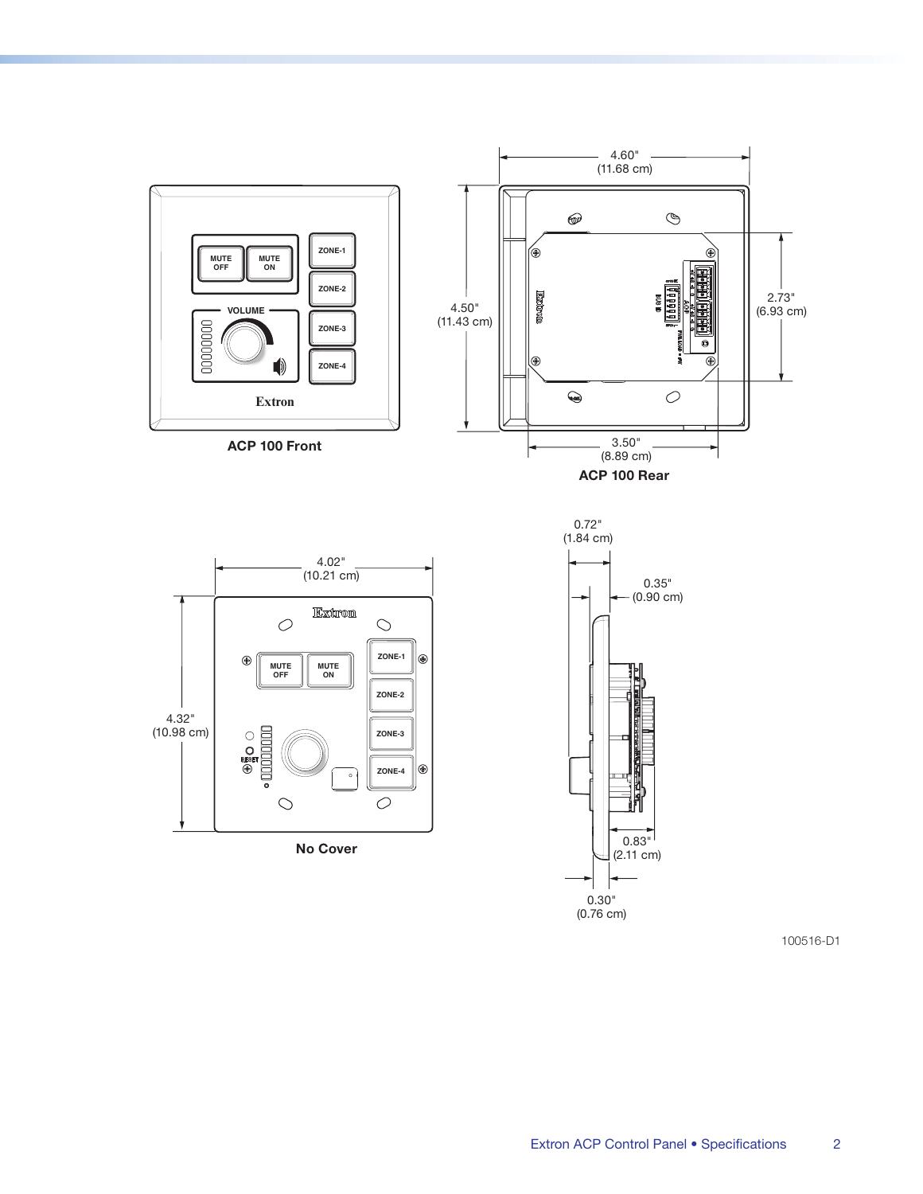MUTE OFF
MUTE ON
ZONE-1
ZONE-2
ZONE-3
ZONE-4
VOLUME
Extron

**ACP 100 Front**

4.60"
(11.68 cm)

4.50"
(11.43 cm)

2.73"
(6.93 cm)

3.50"
(8.89 cm)

**ACP 100 Rear**

4.02"
(10.21 cm)

4.32"
(10.98 cm)

Extron
MUTE OFF
MUTE ON
ZONE-1
ZONE-2
ZONE-3
ZONE-4
RESET

**No Cover**

0.72"
(1.84 cm)

0.35"
(0.90 cm)

0.83"
(2.11 cm)

0.30"
(0.76 cm)

100516-D1